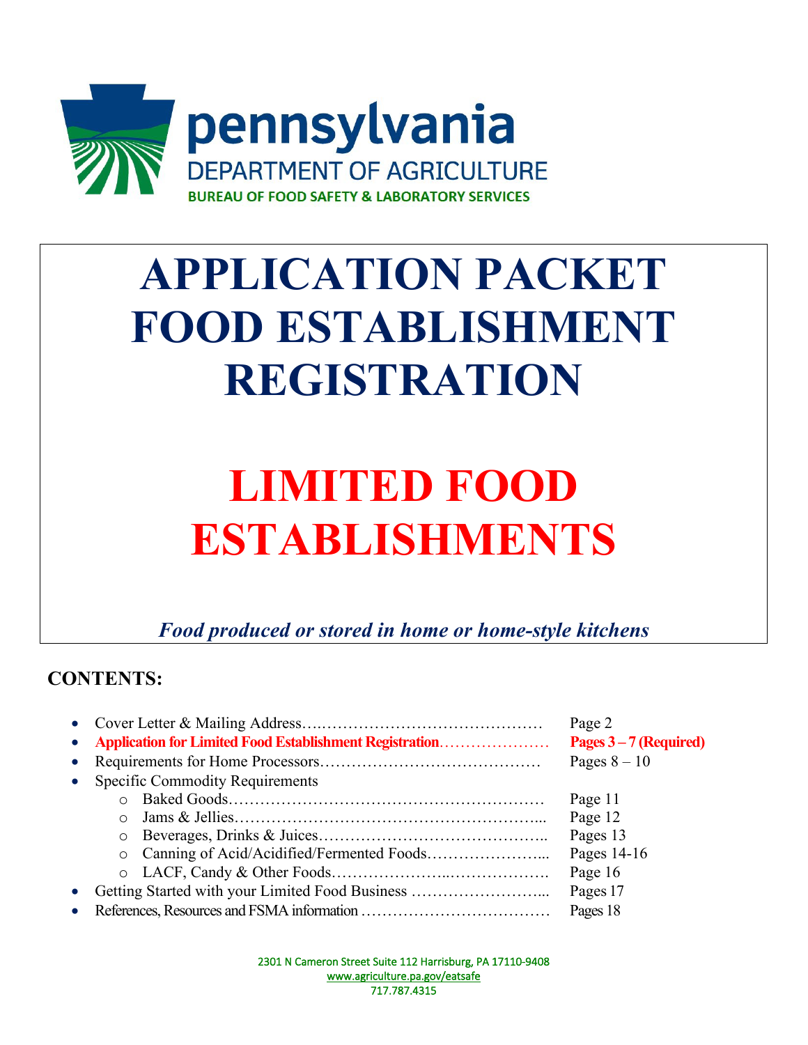pennsylvania
DEPARTMENT OF AGRICULTURE
BUREAU OF FOOD SAFETY & LABORATORY SERVICES

# APPLICATION PACKET FOOD ESTABLISHMENT REGISTRATION

# LIMITED FOOD ESTABLISHMENTS

*Food produced or stored in home or home-style kitchens*

## CONTENTS:

- Cover Letter & Mailing Address…………………………………… Page 2
- **Application for Limited Food Establishment Registration………………… Pages 3 – 7 (Required)**
- Requirements for Home Processors………………………………… Pages 8 – 10
- Specific Commodity Requirements
  - Baked Goods………………………………………………… Page 11
  - Jams & Jellies………………………………………………... Page 12
  - Beverages, Drinks & Juices…………………………………….. Pages 13
  - Canning of Acid/Acidified/Fermented Foods…………………... Pages 14-16
  - LACF, Candy & Other Foods…………………..………………. Page 16
- Getting Started with your Limited Food Business ……………………... Pages 17
- References, Resources and FSMA information …………………………… Pages 18

2301 N Cameron Street Suite 112 Harrisburg, PA 17110-9408
www.agriculture.pa.gov/eatsafe
717.787.4315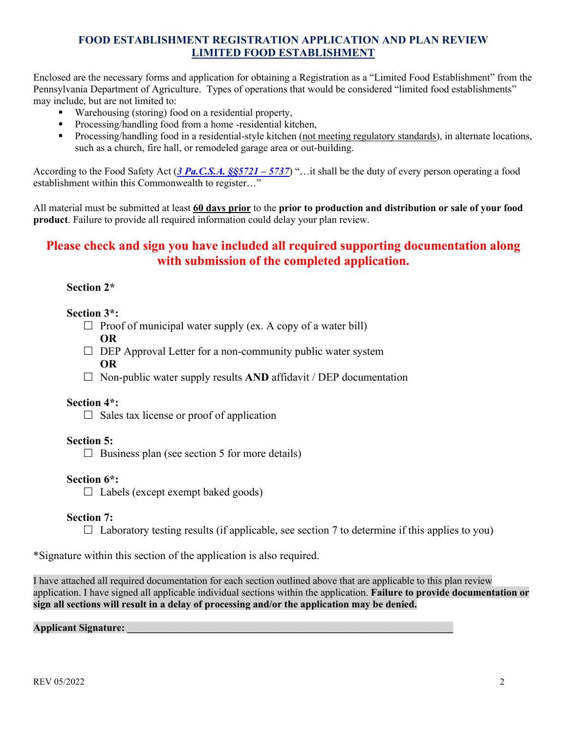## FOOD ESTABLISHMENT REGISTRATION APPLICATION AND PLAN REVIEW
## LIMITED FOOD ESTABLISHMENT

Enclosed are the necessary forms and application for obtaining a Registration as a "Limited Food Establishment" from the Pennsylvania Department of Agriculture. Types of operations that would be considered "limited food establishments" may include, but are not limited to:

- Warehousing (storing) food on a residential property,
- Processing/handling food from a home -residential kitchen,
- Processing/handling food in a residential-style kitchen (not meeting regulatory standards), in alternate locations, such as a church, fire hall, or remodeled garage area or out-building.

According to the Food Safety Act (***3 Pa.C.S.A. §§5721 – 5737***) "…it shall be the duty of every person operating a food establishment within this Commonwealth to register…"

All material must be submitted at least **60 days prior** to the **prior to production and distribution or sale of your food product**. Failure to provide all required information could delay your plan review.

### Please check and sign you have included all required supporting documentation along with submission of the completed application.

**Section 2***

**Section 3*:**

- ☐ Proof of municipal water supply (ex. A copy of a water bill)
  **OR**
- ☐ DEP Approval Letter for a non-community public water system
  **OR**
- ☐ Non-public water supply results **AND** affidavit / DEP documentation

**Section 4*:**

- ☐ Sales tax license or proof of application

**Section 5:**

- ☐ Business plan (see section 5 for more details)

**Section 6*:**

- ☐ Labels (except exempt baked goods)

**Section 7:**

- ☐ Laboratory testing results (if applicable, see section 7 to determine if this applies to you)

*Signature within this section of the application is also required.

I have attached all required documentation for each section outlined above that are applicable to this plan review application. I have signed all applicable individual sections within the application. **Failure to provide documentation or sign all sections will result in a delay of processing and/or the application may be denied.**

**Applicant Signature: ______________________________________________________________**

REV 05/2022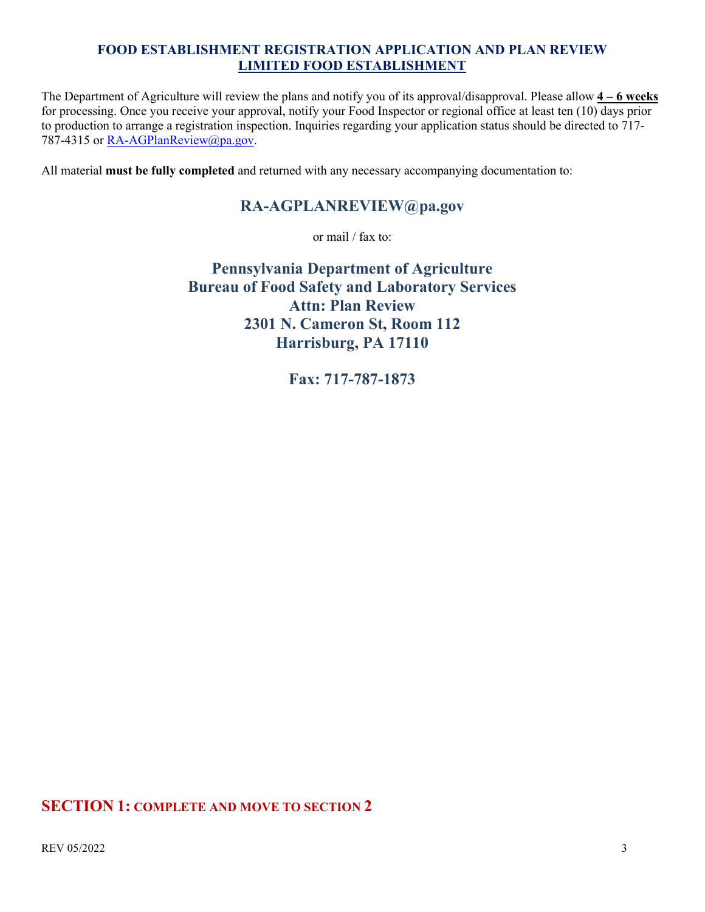## FOOD ESTABLISHMENT REGISTRATION APPLICATION AND PLAN REVIEW
## LIMITED FOOD ESTABLISHMENT

The Department of Agriculture will review the plans and notify you of its approval/disapproval. Please allow **4 – 6 weeks** for processing. Once you receive your approval, notify your Food Inspector or regional office at least ten (10) days prior to production to arrange a registration inspection. Inquiries regarding your application status should be directed to 717-787-4315 or RA-AGPlanReview@pa.gov.

All material **must be fully completed** and returned with any necessary accompanying documentation to:

**RA-AGPLANREVIEW@pa.gov**

or mail / fax to:

**Pennsylvania Department of Agriculture**
**Bureau of Food Safety and Laboratory Services**
**Attn: Plan Review**
**2301 N. Cameron St, Room 112**
**Harrisburg, PA 17110**

**Fax: 717-787-1873**

## SECTION 1: COMPLETE AND MOVE TO SECTION 2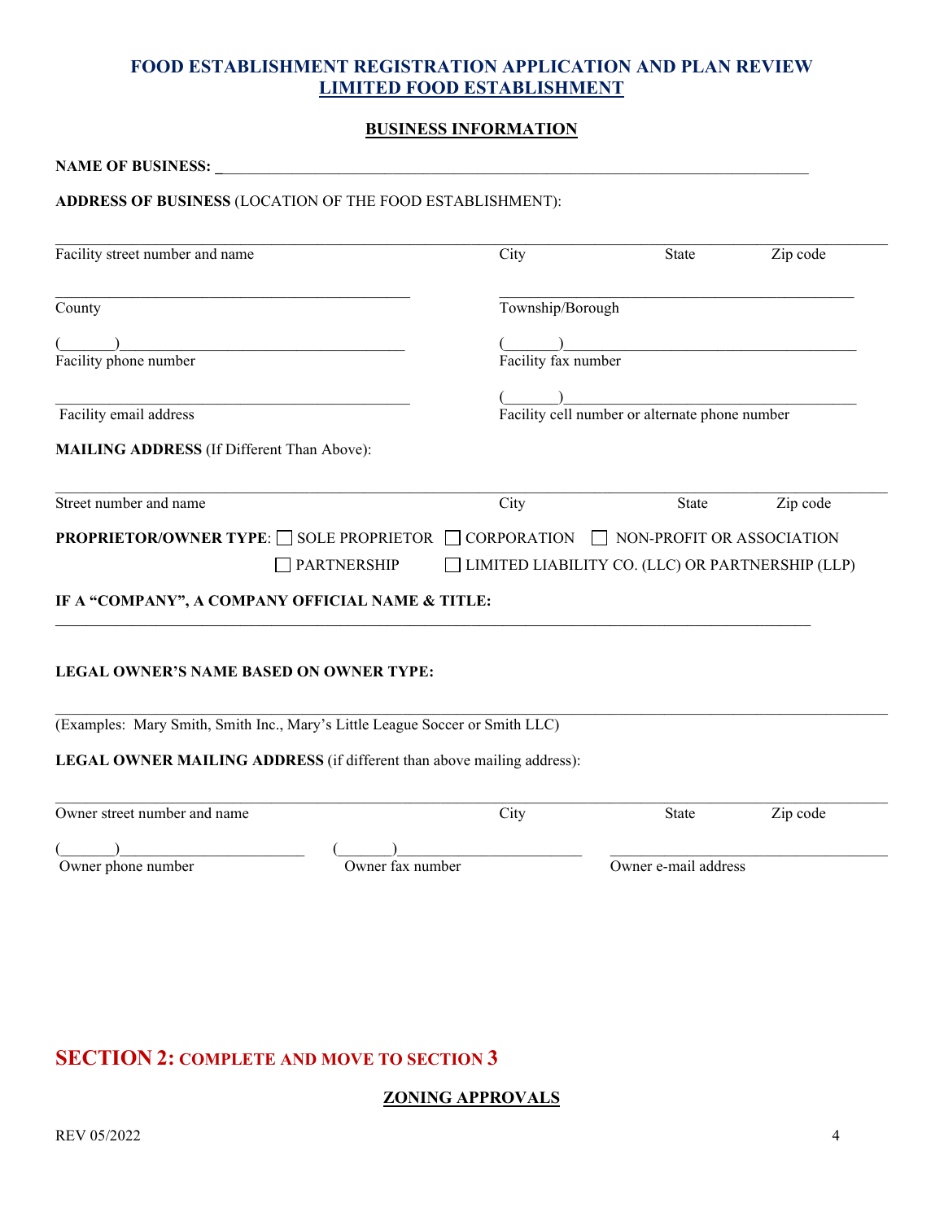## FOOD ESTABLISHMENT REGISTRATION APPLICATION AND PLAN REVIEW
## LIMITED FOOD ESTABLISHMENT

### BUSINESS INFORMATION

**NAME OF BUSINESS:** ______________________________________________

**ADDRESS OF BUSINESS** (LOCATION OF THE FOOD ESTABLISHMENT):

______________________________________________
Facility street number and name | City | State | Zip code

______________________________ ______________________________
County | Township/Borough

(_______)_____________________ (_______)_____________________
Facility phone number | Facility fax number

______________________________ (_______)_____________________
Facility email address | Facility cell number or alternate phone number

**MAILING ADDRESS** (If Different Than Above):

______________________________________________
Street number and name | City | State | Zip code

**PROPRIETOR/OWNER TYPE**: ☐ SOLE PROPRIETOR ☐ CORPORATION ☐ NON-PROFIT OR ASSOCIATION ☐ PARTNERSHIP ☐ LIMITED LIABILITY CO. (LLC) OR PARTNERSHIP (LLP)

**IF A "COMPANY", A COMPANY OFFICIAL NAME & TITLE:**

______________________________________________

**LEGAL OWNER'S NAME BASED ON OWNER TYPE:**

______________________________________________
(Examples: Mary Smith, Smith Inc., Mary's Little League Soccer or Smith LLC)

**LEGAL OWNER MAILING ADDRESS** (if different than above mailing address):

______________________________________________
Owner street number and name | City | State | Zip code

(_______)______________ (_______)______________ ______________________
Owner phone number | Owner fax number | Owner e-mail address

## SECTION 2: COMPLETE AND MOVE TO SECTION 3

### ZONING APPROVALS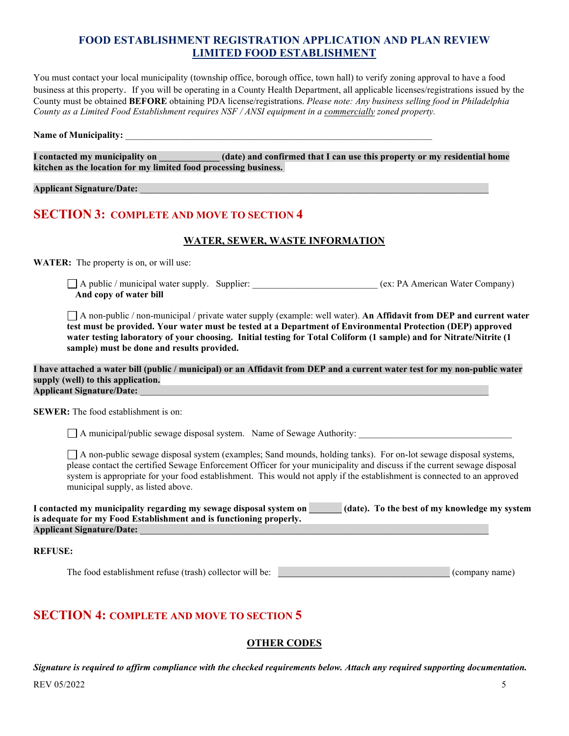# FOOD ESTABLISHMENT REGISTRATION APPLICATION AND PLAN REVIEW
## LIMITED FOOD ESTABLISHMENT

You must contact your local municipality (township office, borough office, town hall) to verify zoning approval to have a food business at this property. If you will be operating in a County Health Department, all applicable licenses/registrations issued by the County must be obtained **BEFORE** obtaining PDA license/registrations. *Please note: Any business selling food in Philadelphia County as a Limited Food Establishment requires NSF / ANSI equipment in a commercially zoned property.*

**Name of Municipality:** ___________________________________________________________________

**I contacted my municipality on ____________ (date) and confirmed that I can use this property or my residential home kitchen as the location for my limited food processing business.**

**Applicant Signature/Date:** ___________________________________________________________________________

## SECTION 3: COMPLETE AND MOVE TO SECTION 4

### WATER, SEWER, WASTE INFORMATION

**WATER:** The property is on, or will use:

☐ A public / municipal water supply. Supplier: __________________________ (ex: PA American Water Company) **And copy of water bill**

☐ A non-public / non-municipal / private water supply (example: well water). **An Affidavit from DEP and current water test must be provided. Your water must be tested at a Department of Environmental Protection (DEP) approved water testing laboratory of your choosing. Initial testing for Total Coliform (1 sample) and for Nitrate/Nitrite (1 sample) must be done and results provided.**

**I have attached a water bill (public / municipal) or an Affidavit from DEP and a current water test for my non-public water supply (well) to this application.**
**Applicant Signature/Date:** ___________________________________________________________________________

**SEWER:** The food establishment is on:

☐ A municipal/public sewage disposal system. Name of Sewage Authority: ________________________________

☐ A non-public sewage disposal system (examples; Sand mounds, holding tanks). For on-lot sewage disposal systems, please contact the certified Sewage Enforcement Officer for your municipality and discuss if the current sewage disposal system is appropriate for your food establishment. This would not apply if the establishment is connected to an approved municipal supply, as listed above.

**I contacted my municipality regarding my sewage disposal system on _______ (date). To the best of my knowledge my system is adequate for my Food Establishment and is functioning properly.**
**Applicant Signature/Date:** ___________________________________________________________________________

**REFUSE:**

The food establishment refuse (trash) collector will be: ____________________________________ (company name)

## SECTION 4: COMPLETE AND MOVE TO SECTION 5

### OTHER CODES

***Signature is required to affirm compliance with the checked requirements below. Attach any required supporting documentation.***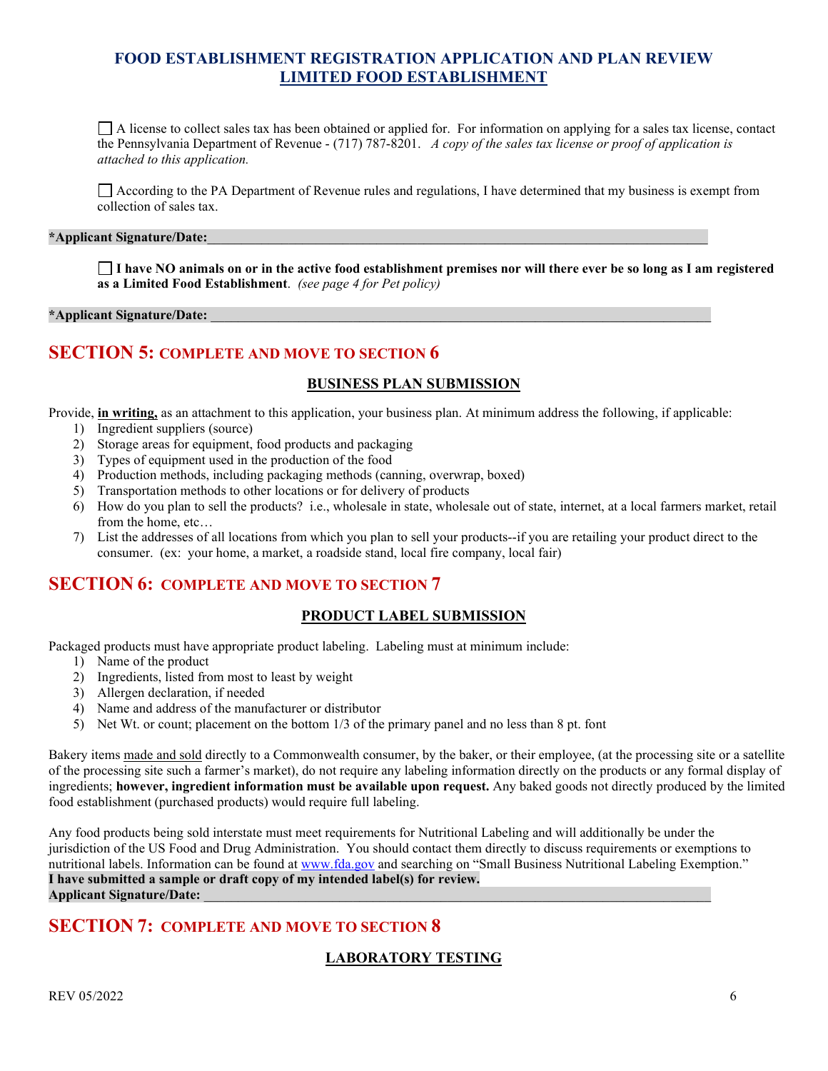**FOOD ESTABLISHMENT REGISTRATION APPLICATION AND PLAN REVIEW**
**LIMITED FOOD ESTABLISHMENT**

☐ A license to collect sales tax has been obtained or applied for. For information on applying for a sales tax license, contact the Pennsylvania Department of Revenue - (717) 787-8201. *A copy of the sales tax license or proof of application is attached to this application.*

☐ According to the PA Department of Revenue rules and regulations, I have determined that my business is exempt from collection of sales tax.

**\*Applicant Signature/Date:**\_\_\_\_\_\_\_\_\_\_\_\_\_\_\_\_\_\_\_\_\_\_\_\_\_\_\_\_\_\_\_\_\_\_\_\_\_\_\_\_\_\_\_\_\_\_\_\_\_\_\_\_\_\_\_\_\_\_\_\_

☐ **I have NO animals on or in the active food establishment premises nor will there ever be so long as I am registered as a Limited Food Establishment**. *(see page 4 for Pet policy)*

**\*Applicant Signature/Date:** \_\_\_\_\_\_\_\_\_\_\_\_\_\_\_\_\_\_\_\_\_\_\_\_\_\_\_\_\_\_\_\_\_\_\_\_\_\_\_\_\_\_\_\_\_\_\_\_\_\_\_\_\_\_\_\_\_\_\_\_

## SECTION 5: COMPLETE AND MOVE TO SECTION 6

**BUSINESS PLAN SUBMISSION**

Provide, **in writing,** as an attachment to this application, your business plan. At minimum address the following, if applicable:

1) Ingredient suppliers (source)
2) Storage areas for equipment, food products and packaging
3) Types of equipment used in the production of the food
4) Production methods, including packaging methods (canning, overwrap, boxed)
5) Transportation methods to other locations or for delivery of products
6) How do you plan to sell the products? i.e., wholesale in state, wholesale out of state, internet, at a local farmers market, retail from the home, etc…
7) List the addresses of all locations from which you plan to sell your products--if you are retailing your product direct to the consumer. (ex: your home, a market, a roadside stand, local fire company, local fair)

## SECTION 6: COMPLETE AND MOVE TO SECTION 7

**PRODUCT LABEL SUBMISSION**

Packaged products must have appropriate product labeling. Labeling must at minimum include:

1) Name of the product
2) Ingredients, listed from most to least by weight
3) Allergen declaration, if needed
4) Name and address of the manufacturer or distributor
5) Net Wt. or count; placement on the bottom 1/3 of the primary panel and no less than 8 pt. font

Bakery items made and sold directly to a Commonwealth consumer, by the baker, or their employee, (at the processing site or a satellite of the processing site such a farmer's market), do not require any labeling information directly on the products or any formal display of ingredients; **however, ingredient information must be available upon request.** Any baked goods not directly produced by the limited food establishment (purchased products) would require full labeling.

Any food products being sold interstate must meet requirements for Nutritional Labeling and will additionally be under the jurisdiction of the US Food and Drug Administration. You should contact them directly to discuss requirements or exemptions to nutritional labels. Information can be found at www.fda.gov and searching on "Small Business Nutritional Labeling Exemption."
**I have submitted a sample or draft copy of my intended label(s) for review.**
**Applicant Signature/Date:** \_\_\_\_\_\_\_\_\_\_\_\_\_\_\_\_\_\_\_\_\_\_\_\_\_\_\_\_\_\_\_\_\_\_\_\_\_\_\_\_\_\_\_\_\_\_\_\_\_\_\_\_\_\_\_\_\_\_\_\_

## SECTION 7: COMPLETE AND MOVE TO SECTION 8

**LABORATORY TESTING**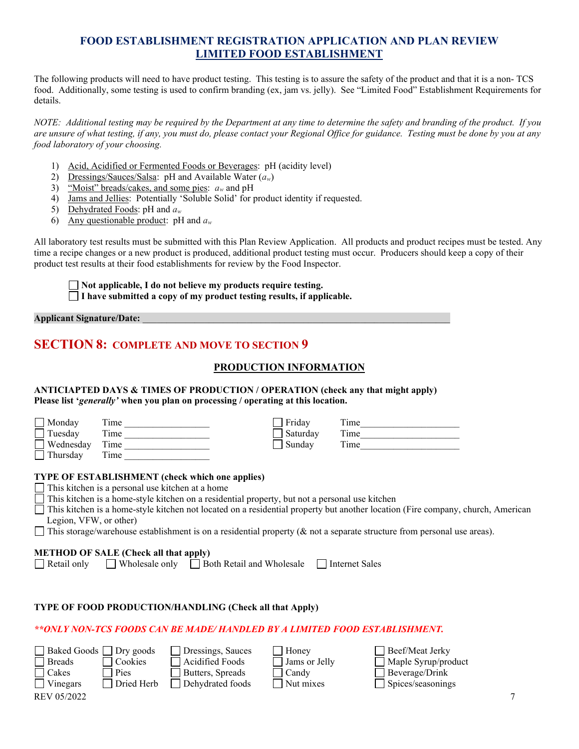## FOOD ESTABLISHMENT REGISTRATION APPLICATION AND PLAN REVIEW
## LIMITED FOOD ESTABLISHMENT

The following products will need to have product testing. This testing is to assure the safety of the product and that it is a non- TCS food. Additionally, some testing is used to confirm branding (ex, jam vs. jelly). See "Limited Food" Establishment Requirements for details.

*NOTE: Additional testing may be required by the Department at any time to determine the safety and branding of the product. If you are unsure of what testing, if any, you must do, please contact your Regional Office for guidance. Testing must be done by you at any food laboratory of your choosing.*

1) Acid, Acidified or Fermented Foods or Beverages: pH (acidity level)
2) Dressings/Sauces/Salsa: pH and Available Water ($a_w$)
3) "Moist" breads/cakes, and some pies: $a_w$ and pH
4) Jams and Jellies: Potentially 'Soluble Solid' for product identity if requested.
5) Dehydrated Foods: pH and $a_w$
6) Any questionable product: pH and $a_w$

All laboratory test results must be submitted with this Plan Review Application. All products and product recipes must be tested. Any time a recipe changes or a new product is produced, additional product testing must occur. Producers should keep a copy of their product test results at their food establishments for review by the Food Inspector.

☐ **Not applicable, I do not believe my products require testing.**
☐ **I have submitted a copy of my product testing results, if applicable.**

**Applicant Signature/Date:** ____________________________________________

# SECTION 8: COMPLETE AND MOVE TO SECTION 9

## PRODUCTION INFORMATION

**ANTICIAPTED DAYS & TIMES OF PRODUCTION / OPERATION (check any that might apply)**
**Please list '*generally*' when you plan on processing / operating at this location.**

| | | | |
|---|---|---|---|
| ☐ Monday | Time __________________ | ☐ Friday | Time __________________ |
| ☐ Tuesday | Time __________________ | ☐ Saturday | Time __________________ |
| ☐ Wednesday | Time __________________ | ☐ Sunday | Time __________________ |
| ☐ Thursday | Time __________________ | | |

**TYPE OF ESTABLISHMENT (check which one applies)**

☐ This kitchen is a personal use kitchen at a home
☐ This kitchen is a home-style kitchen on a residential property, but not a personal use kitchen
☐ This kitchen is a home-style kitchen not located on a residential property but another location (Fire company, church, American Legion, VFW, or other)
☐ This storage/warehouse establishment is on a residential property (& not a separate structure from personal use areas).

**METHOD OF SALE (Check all that apply)**

☐ Retail only ☐ Wholesale only ☐ Both Retail and Wholesale ☐ Internet Sales

**TYPE OF FOOD PRODUCTION/HANDLING (Check all that Apply)**

***\*\*ONLY NON-TCS FOODS CAN BE MADE/ HANDLED BY A LIMITED FOOD ESTABLISHMENT.***

| | | | | |
|---|---|---|---|---|
| ☐ Baked Goods | ☐ Dry goods | ☐ Dressings, Sauces | ☐ Honey | ☐ Beef/Meat Jerky |
| ☐ Breads | ☐ Cookies | ☐ Acidified Foods | ☐ Jams or Jelly | ☐ Maple Syrup/product |
| ☐ Cakes | ☐ Pies | ☐ Butters, Spreads | ☐ Candy | ☐ Beverage/Drink |
| ☐ Vinegars | ☐ Dried Herb | ☐ Dehydrated foods | ☐ Nut mixes | ☐ Spices/seasonings |

REV 05/2022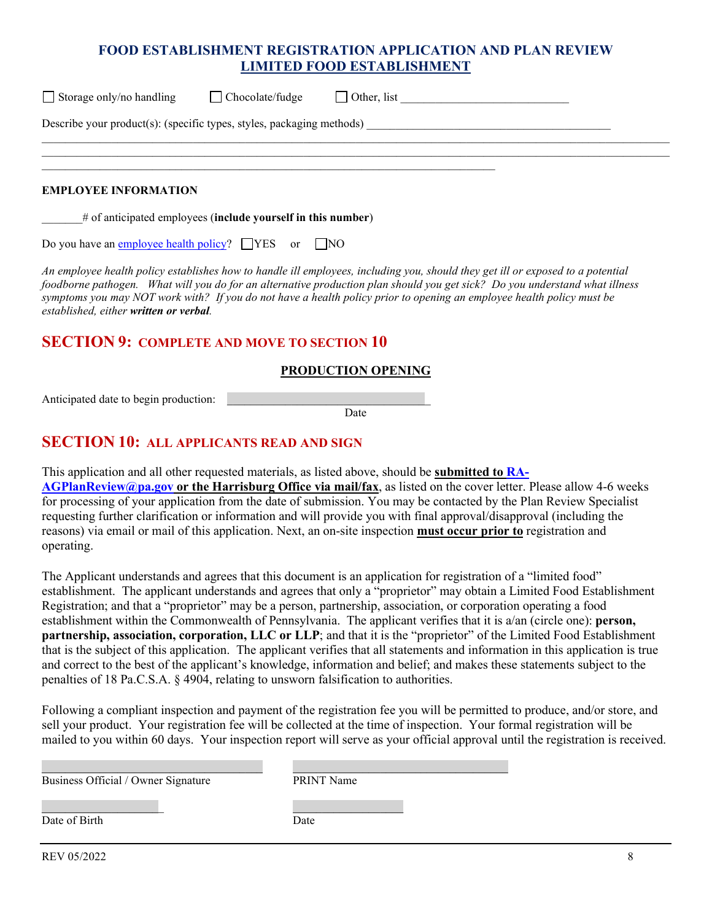# FOOD ESTABLISHMENT REGISTRATION APPLICATION AND PLAN REVIEW
## LIMITED FOOD ESTABLISHMENT

☐ Storage only/no handling ☐ Chocolate/fudge ☐ Other, list ____________________________

Describe your product(s): (specific types, styles, packaging methods) ________________________________________

________________________________________________________________________________________________

________________________________________________________________________________________________

____________________________________________________________________________

**EMPLOYEE INFORMATION**

_______# of anticipated employees (**include yourself in this number**)

Do you have an employee health policy? ☐YES or ☐NO

*An employee health policy establishes how to handle ill employees, including you, should they get ill or exposed to a potential foodborne pathogen. What will you do for an alternative production plan should you get sick? Do you understand what illness symptoms you may NOT work with? If you do not have a health policy prior to opening an employee health policy must be established, either* ***written or verbal****.*

## SECTION 9: COMPLETE AND MOVE TO SECTION 10

**PRODUCTION OPENING**

Anticipated date to begin production: ________________________________
Date

## SECTION 10: ALL APPLICANTS READ AND SIGN

This application and all other requested materials, as listed above, should be **submitted to RA-AGPlanReview@pa.gov or the Harrisburg Office via mail/fax**, as listed on the cover letter. Please allow 4-6 weeks for processing of your application from the date of submission. You may be contacted by the Plan Review Specialist requesting further clarification or information and will provide you with final approval/disapproval (including the reasons) via email or mail of this application. Next, an on-site inspection **must occur prior to** registration and operating.

The Applicant understands and agrees that this document is an application for registration of a "limited food" establishment. The applicant understands and agrees that only a "proprietor" may obtain a Limited Food Establishment Registration; and that a "proprietor" may be a person, partnership, association, or corporation operating a food establishment within the Commonwealth of Pennsylvania. The applicant verifies that it is a/an (circle one): **person, partnership, association, corporation, LLC or LLP**; and that it is the "proprietor" of the Limited Food Establishment that is the subject of this application. The applicant verifies that all statements and information in this application is true and correct to the best of the applicant's knowledge, information and belief; and makes these statements subject to the penalties of 18 Pa.C.S.A. § 4904, relating to unsworn falsification to authorities.

Following a compliant inspection and payment of the registration fee you will be permitted to produce, and/or store, and sell your product. Your registration fee will be collected at the time of inspection. Your formal registration will be mailed to you within 60 days. Your inspection report will serve as your official approval until the registration is received.

________________________________ ________________________________
Business Official / Owner Signature PRINT Name

__________________ __________________
Date of Birth Date

REV 05/2022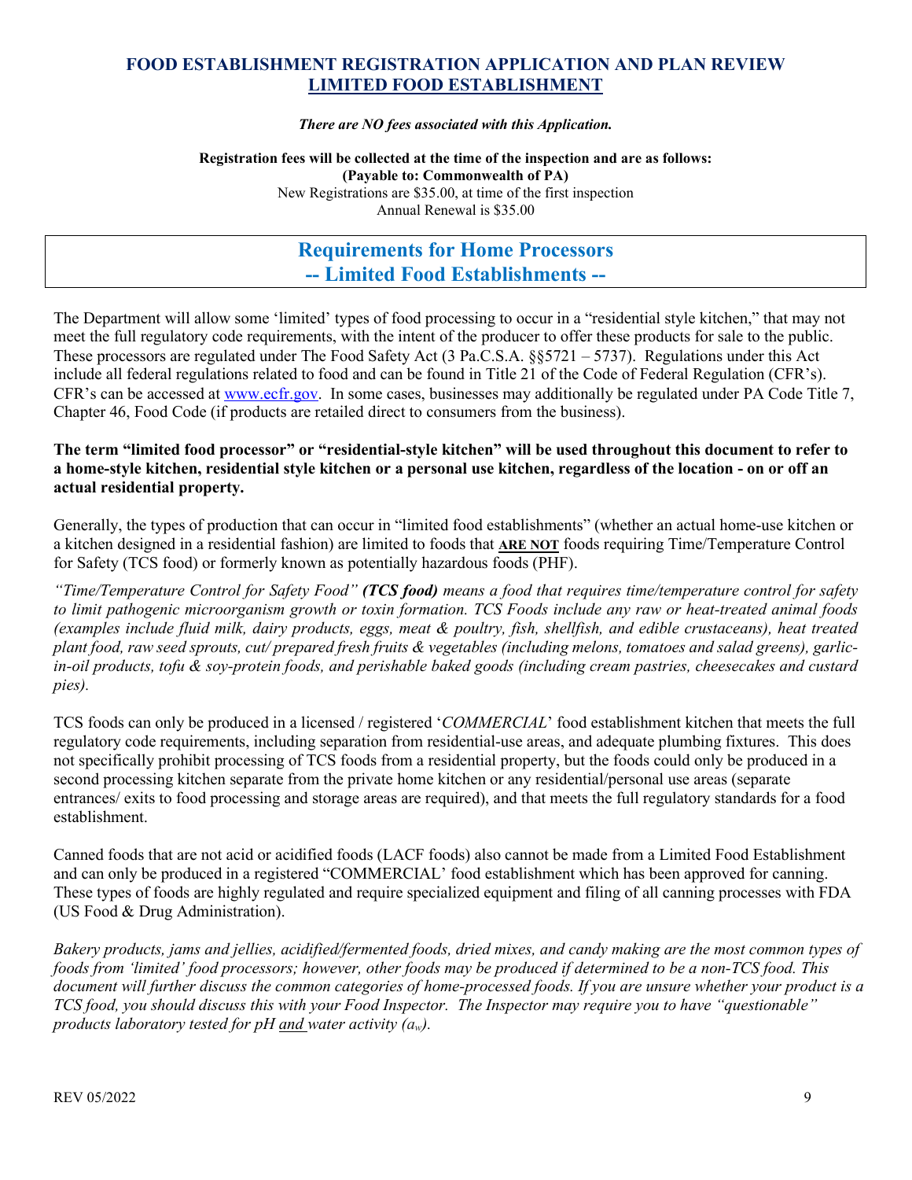# FOOD ESTABLISHMENT REGISTRATION APPLICATION AND PLAN REVIEW
## LIMITED FOOD ESTABLISHMENT

***There are NO fees associated with this Application.***

**Registration fees will be collected at the time of the inspection and are as follows:**
**(Payable to: Commonwealth of PA)**
New Registrations are $35.00, at time of the first inspection
Annual Renewal is $35.00

## Requirements for Home Processors
## -- Limited Food Establishments --

The Department will allow some 'limited' types of food processing to occur in a "residential style kitchen," that may not meet the full regulatory code requirements, with the intent of the producer to offer these products for sale to the public. These processors are regulated under The Food Safety Act (3 Pa.C.S.A. §§5721 – 5737). Regulations under this Act include all federal regulations related to food and can be found in Title 21 of the Code of Federal Regulation (CFR's). CFR's can be accessed at www.ecfr.gov. In some cases, businesses may additionally be regulated under PA Code Title 7, Chapter 46, Food Code (if products are retailed direct to consumers from the business).

**The term "limited food processor" or "residential-style kitchen" will be used throughout this document to refer to a home-style kitchen, residential style kitchen or a personal use kitchen, regardless of the location - on or off an actual residential property.**

Generally, the types of production that can occur in "limited food establishments" (whether an actual home-use kitchen or a kitchen designed in a residential fashion) are limited to foods that **ARE NOT** foods requiring Time/Temperature Control for Safety (TCS food) or formerly known as potentially hazardous foods (PHF).

*"Time/Temperature Control for Safety Food"* ***(TCS food)*** *means a food that requires time/temperature control for safety to limit pathogenic microorganism growth or toxin formation. TCS Foods include any raw or heat-treated animal foods (examples include fluid milk, dairy products, eggs, meat & poultry, fish, shellfish, and edible crustaceans), heat treated plant food, raw seed sprouts, cut/ prepared fresh fruits & vegetables (including melons, tomatoes and salad greens), garlic-in-oil products, tofu & soy-protein foods, and perishable baked goods (including cream pastries, cheesecakes and custard pies).*

TCS foods can only be produced in a licensed / registered '*COMMERCIAL*' food establishment kitchen that meets the full regulatory code requirements, including separation from residential-use areas, and adequate plumbing fixtures. This does not specifically prohibit processing of TCS foods from a residential property, but the foods could only be produced in a second processing kitchen separate from the private home kitchen or any residential/personal use areas (separate entrances/ exits to food processing and storage areas are required), and that meets the full regulatory standards for a food establishment.

Canned foods that are not acid or acidified foods (LACF foods) also cannot be made from a Limited Food Establishment and can only be produced in a registered "COMMERCIAL' food establishment which has been approved for canning. These types of foods are highly regulated and require specialized equipment and filing of all canning processes with FDA (US Food & Drug Administration).

*Bakery products, jams and jellies, acidified/fermented foods, dried mixes, and candy making are the most common types of foods from 'limited' food processors; however, other foods may be produced if determined to be a non-TCS food. This document will further discuss the common categories of home-processed foods. If you are unsure whether your product is a TCS food, you should discuss this with your Food Inspector. The Inspector may require you to have "questionable" products laboratory tested for pH and water activity ($a_w$).*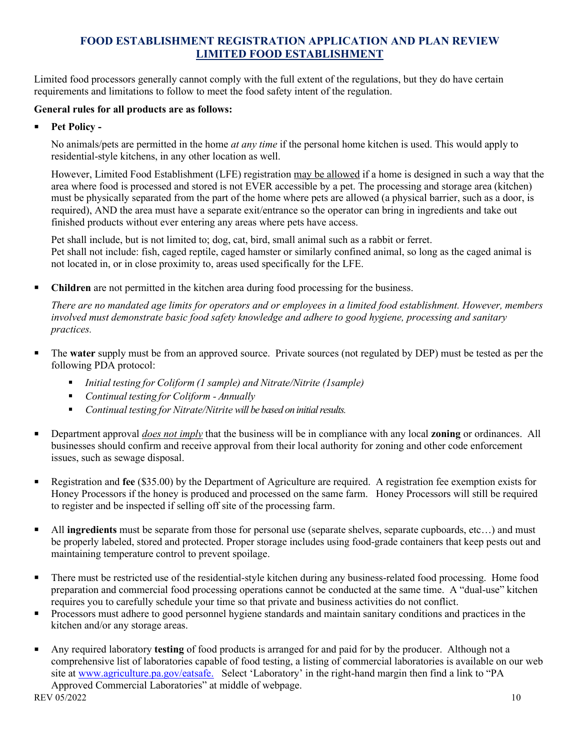## FOOD ESTABLISHMENT REGISTRATION APPLICATION AND PLAN REVIEW
## <u>LIMITED FOOD ESTABLISHMENT</u>

Limited food processors generally cannot comply with the full extent of the regulations, but they do have certain requirements and limitations to follow to meet the food safety intent of the regulation.

**General rules for all products are as follows:**

- **Pet Policy -**

  No animals/pets are permitted in the home *at any time* if the personal home kitchen is used. This would apply to residential-style kitchens, in any other location as well.

  However, Limited Food Establishment (LFE) registration <u>may be allowed</u> if a home is designed in such a way that the area where food is processed and stored is not EVER accessible by a pet. The processing and storage area (kitchen) must be physically separated from the part of the home where pets are allowed (a physical barrier, such as a door, is required), AND the area must have a separate exit/entrance so the operator can bring in ingredients and take out finished products without ever entering any areas where pets have access.

  Pet shall include, but is not limited to; dog, cat, bird, small animal such as a rabbit or ferret.
  Pet shall not include: fish, caged reptile, caged hamster or similarly confined animal, so long as the caged animal is not located in, or in close proximity to, areas used specifically for the LFE.

- **Children** are not permitted in the kitchen area during food processing for the business.

  *There are no mandated age limits for operators and or employees in a limited food establishment. However, members involved must demonstrate basic food safety knowledge and adhere to good hygiene, processing and sanitary practices.*

- The **water** supply must be from an approved source. Private sources (not regulated by DEP) must be tested as per the following PDA protocol:
  - *Initial testing for Coliform (1 sample) and Nitrate/Nitrite (1sample)*
  - *Continual testing for Coliform - Annually*
  - *Continual testing for Nitrate/Nitrite will be based on initial results.*

- Department approval ***<u>does not imply</u>*** that the business will be in compliance with any local **zoning** or ordinances. All businesses should confirm and receive approval from their local authority for zoning and other code enforcement issues, such as sewage disposal.

- Registration and **fee** ($35.00) by the Department of Agriculture are required. A registration fee exemption exists for Honey Processors if the honey is produced and processed on the same farm. Honey Processors will still be required to register and be inspected if selling off site of the processing farm.

- All **ingredients** must be separate from those for personal use (separate shelves, separate cupboards, etc…) and must be properly labeled, stored and protected. Proper storage includes using food-grade containers that keep pests out and maintaining temperature control to prevent spoilage.

- There must be restricted use of the residential-style kitchen during any business-related food processing. Home food preparation and commercial food processing operations cannot be conducted at the same time. A "dual-use" kitchen requires you to carefully schedule your time so that private and business activities do not conflict.
- Processors must adhere to good personnel hygiene standards and maintain sanitary conditions and practices in the kitchen and/or any storage areas.

- Any required laboratory **testing** of food products is arranged for and paid for by the producer. Although not a comprehensive list of laboratories capable of food testing, a listing of commercial laboratories is available on our web site at [www.agriculture.pa.gov/eatsafe.](www.agriculture.pa.gov/eatsafe) Select 'Laboratory' in the right-hand margin then find a link to "PA Approved Commercial Laboratories" at middle of webpage.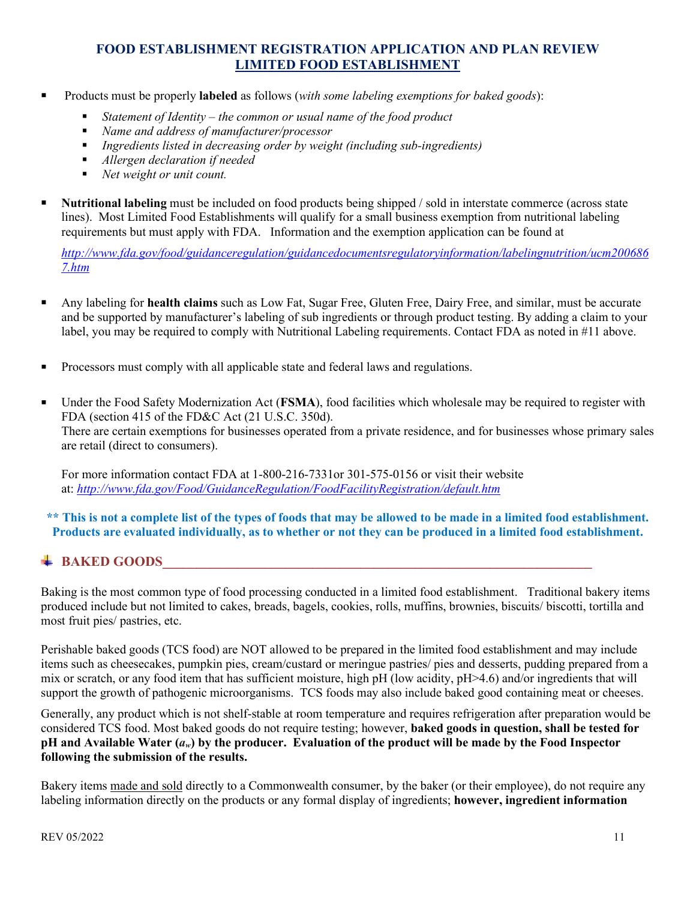## FOOD ESTABLISHMENT REGISTRATION APPLICATION AND PLAN REVIEW
## LIMITED FOOD ESTABLISHMENT

- Products must be properly **labeled** as follows (*with some labeling exemptions for baked goods*):
  - *Statement of Identity – the common or usual name of the food product*
  - *Name and address of manufacturer/processor*
  - *Ingredients listed in decreasing order by weight (including sub-ingredients)*
  - *Allergen declaration if needed*
  - *Net weight or unit count.*

- **Nutritional labeling** must be included on food products being shipped / sold in interstate commerce (across state lines). Most Limited Food Establishments will qualify for a small business exemption from nutritional labeling requirements but must apply with FDA. Information and the exemption application can be found at

  *http://www.fda.gov/food/guidanceregulation/guidancedocumentsregulatoryinformation/labelingnutrition/ucm2006867.htm*

- Any labeling for **health claims** such as Low Fat, Sugar Free, Gluten Free, Dairy Free, and similar, must be accurate and be supported by manufacturer's labeling of sub ingredients or through product testing. By adding a claim to your label, you may be required to comply with Nutritional Labeling requirements. Contact FDA as noted in #11 above.

- Processors must comply with all applicable state and federal laws and regulations.

- Under the Food Safety Modernization Act (**FSMA**), food facilities which wholesale may be required to register with FDA (section 415 of the FD&C Act (21 U.S.C. 350d).
  There are certain exemptions for businesses operated from a private residence, and for businesses whose primary sales are retail (direct to consumers).

  For more information contact FDA at 1-800-216-7331or 301-575-0156 or visit their website at: *http://www.fda.gov/Food/GuidanceRegulation/FoodFacilityRegistration/default.htm*

**\*\* This is not a complete list of the types of foods that may be allowed to be made in a limited food establishment. Products are evaluated individually, as to whether or not they can be produced in a limited food establishment.**

### BAKED GOODS

Baking is the most common type of food processing conducted in a limited food establishment. Traditional bakery items produced include but not limited to cakes, breads, bagels, cookies, rolls, muffins, brownies, biscuits/ biscotti, tortilla and most fruit pies/ pastries, etc.

Perishable baked goods (TCS food) are NOT allowed to be prepared in the limited food establishment and may include items such as cheesecakes, pumpkin pies, cream/custard or meringue pastries/ pies and desserts, pudding prepared from a mix or scratch, or any food item that has sufficient moisture, high pH (low acidity, pH>4.6) and/or ingredients that will support the growth of pathogenic microorganisms. TCS foods may also include baked good containing meat or cheeses.

Generally, any product which is not shelf-stable at room temperature and requires refrigeration after preparation would be considered TCS food. Most baked goods do not require testing; however, **baked goods in question, shall be tested for pH and Available Water ($a_w$) by the producer. Evaluation of the product will be made by the Food Inspector following the submission of the results.**

Bakery items made and sold directly to a Commonwealth consumer, by the baker (or their employee), do not require any labeling information directly on the products or any formal display of ingredients; **however, ingredient information**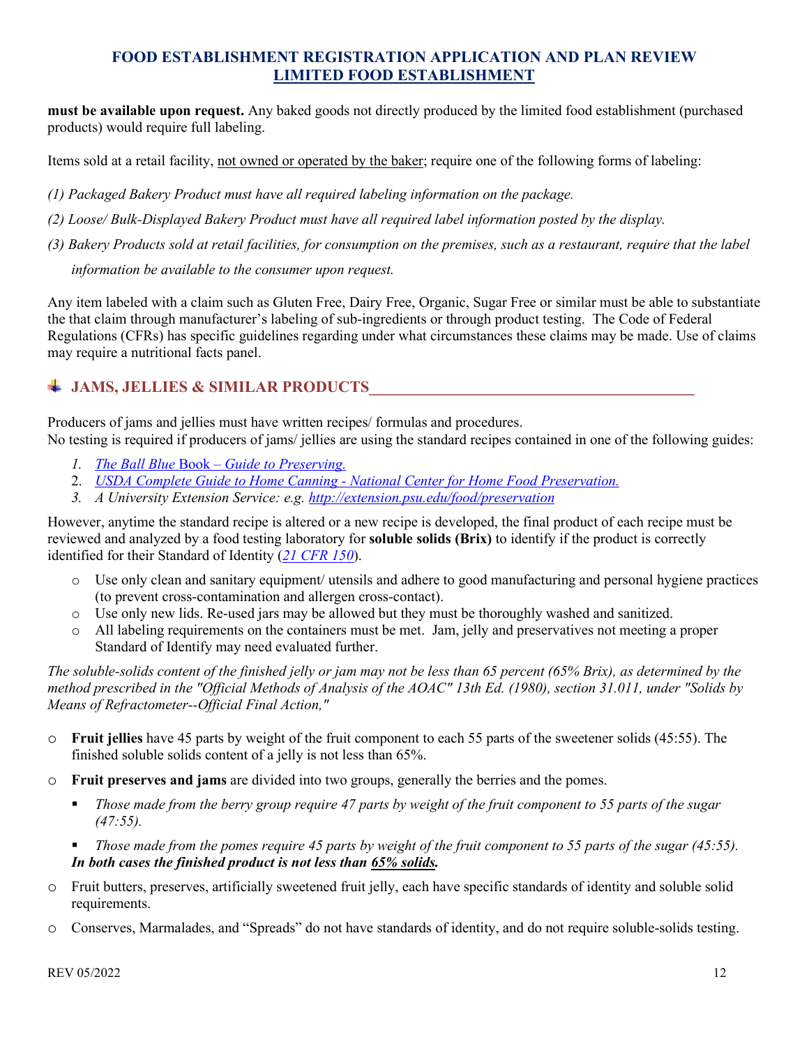**must be available upon request.** Any baked goods not directly produced by the limited food establishment (purchased products) would require full labeling.

Items sold at a retail facility, not owned or operated by the baker; require one of the following forms of labeling:

*(1) Packaged Bakery Product must have all required labeling information on the package.*

*(2) Loose/ Bulk-Displayed Bakery Product must have all required label information posted by the display.*

*(3) Bakery Products sold at retail facilities, for consumption on the premises, such as a restaurant, require that the label information be available to the consumer upon request.*

Any item labeled with a claim such as Gluten Free, Dairy Free, Organic, Sugar Free or similar must be able to substantiate the that claim through manufacturer's labeling of sub-ingredients or through product testing. The Code of Federal Regulations (CFRs) has specific guidelines regarding under what circumstances these claims may be made. Use of claims may require a nutritional facts panel.

## JAMS, JELLIES & SIMILAR PRODUCTS

Producers of jams and jellies must have written recipes/ formulas and procedures.
No testing is required if producers of jams/ jellies are using the standard recipes contained in one of the following guides:

1. *The Ball Blue* Book *– Guide to Preserving.*
2. *USDA Complete Guide to Home Canning - National Center for Home Food Preservation.*
3. *A University Extension Service: e.g. http://extension.psu.edu/food/preservation*

However, anytime the standard recipe is altered or a new recipe is developed, the final product of each recipe must be reviewed and analyzed by a food testing laboratory for **soluble solids (Brix)** to identify if the product is correctly identified for their Standard of Identity (*21 CFR 150*).

- Use only clean and sanitary equipment/ utensils and adhere to good manufacturing and personal hygiene practices (to prevent cross-contamination and allergen cross-contact).
- Use only new lids. Re-used jars may be allowed but they must be thoroughly washed and sanitized.
- All labeling requirements on the containers must be met. Jam, jelly and preservatives not meeting a proper Standard of Identify may need evaluated further.

*The soluble-solids content of the finished jelly or jam may not be less than 65 percent (65% Brix), as determined by the method prescribed in the "Official Methods of Analysis of the AOAC" 13th Ed. (1980), section 31.011, under "Solids by Means of Refractometer--Official Final Action,"*

- **Fruit jellies** have 45 parts by weight of the fruit component to each 55 parts of the sweetener solids (45:55). The finished soluble solids content of a jelly is not less than 65%.
- **Fruit preserves and jams** are divided into two groups, generally the berries and the pomes.
  - *Those made from the berry group require 47 parts by weight of the fruit component to 55 parts of the sugar (47:55).*
  - *Those made from the pomes require 45 parts by weight of the fruit component to 55 parts of the sugar (45:55).* ***In both cases the finished product is not less than 65% solids.***
- Fruit butters, preserves, artificially sweetened fruit jelly, each have specific standards of identity and soluble solid requirements.
- Conserves, Marmalades, and "Spreads" do not have standards of identity, and do not require soluble-solids testing.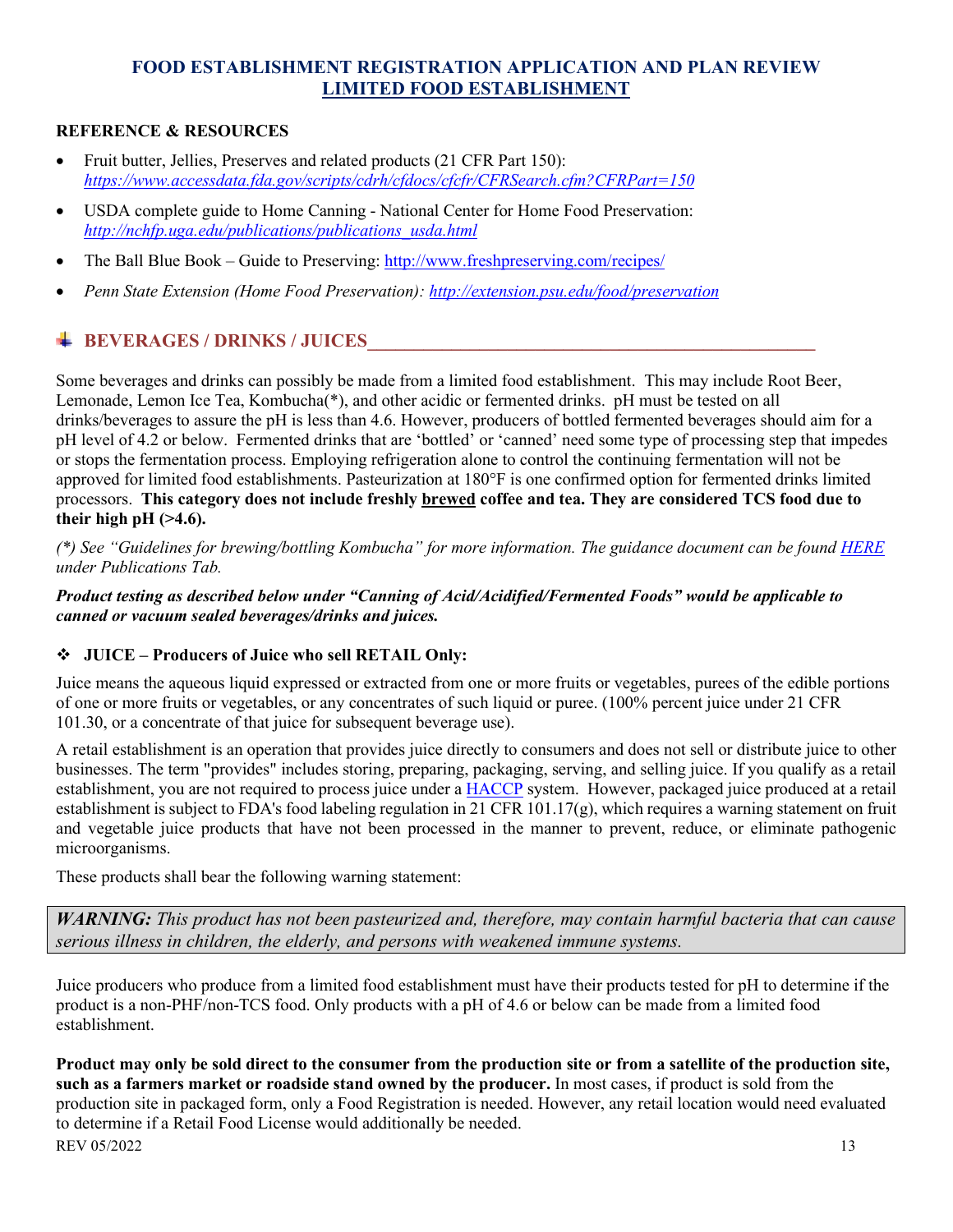**FOOD ESTABLISHMENT REGISTRATION APPLICATION AND PLAN REVIEW**
**LIMITED FOOD ESTABLISHMENT**

### REFERENCE & RESOURCES

- Fruit butter, Jellies, Preserves and related products (21 CFR Part 150): *https://www.accessdata.fda.gov/scripts/cdrh/cfdocs/cfcfr/CFRSearch.cfm?CFRPart=150*
- USDA complete guide to Home Canning - National Center for Home Food Preservation: *http://nchfp.uga.edu/publications/publications_usda.html*
- The Ball Blue Book – Guide to Preserving: http://www.freshpreserving.com/recipes/
- *Penn State Extension (Home Food Preservation): http://extension.psu.edu/food/preservation*

## BEVERAGES / DRINKS / JUICES

Some beverages and drinks can possibly be made from a limited food establishment. This may include Root Beer, Lemonade, Lemon Ice Tea, Kombucha(*), and other acidic or fermented drinks. pH must be tested on all drinks/beverages to assure the pH is less than 4.6. However, producers of bottled fermented beverages should aim for a pH level of 4.2 or below. Fermented drinks that are 'bottled' or 'canned' need some type of processing step that impedes or stops the fermentation process. Employing refrigeration alone to control the continuing fermentation will not be approved for limited food establishments. Pasteurization at 180°F is one confirmed option for fermented drinks limited processors. **This category does not include freshly brewed coffee and tea. They are considered TCS food due to their high pH (>4.6).**

*(*) See "Guidelines for brewing/bottling Kombucha" for more information. The guidance document can be found HERE under Publications Tab.*

***Product testing as described below under "Canning of Acid/Acidified/Fermented Foods" would be applicable to canned or vacuum sealed beverages/drinks and juices.***

### JUICE – Producers of Juice who sell RETAIL Only:

Juice means the aqueous liquid expressed or extracted from one or more fruits or vegetables, purees of the edible portions of one or more fruits or vegetables, or any concentrates of such liquid or puree. (100% percent juice under 21 CFR 101.30, or a concentrate of that juice for subsequent beverage use).

A retail establishment is an operation that provides juice directly to consumers and does not sell or distribute juice to other businesses. The term "provides" includes storing, preparing, packaging, serving, and selling juice. If you qualify as a retail establishment, you are not required to process juice under a HACCP system. However, packaged juice produced at a retail establishment is subject to FDA's food labeling regulation in 21 CFR 101.17(g), which requires a warning statement on fruit and vegetable juice products that have not been processed in the manner to prevent, reduce, or eliminate pathogenic microorganisms.

These products shall bear the following warning statement:

> ***WARNING:*** *This product has not been pasteurized and, therefore, may contain harmful bacteria that can cause serious illness in children, the elderly, and persons with weakened immune systems.*

Juice producers who produce from a limited food establishment must have their products tested for pH to determine if the product is a non-PHF/non-TCS food. Only products with a pH of 4.6 or below can be made from a limited food establishment.

**Product may only be sold direct to the consumer from the production site or from a satellite of the production site, such as a farmers market or roadside stand owned by the producer.** In most cases, if product is sold from the production site in packaged form, only a Food Registration is needed. However, any retail location would need evaluated to determine if a Retail Food License would additionally be needed.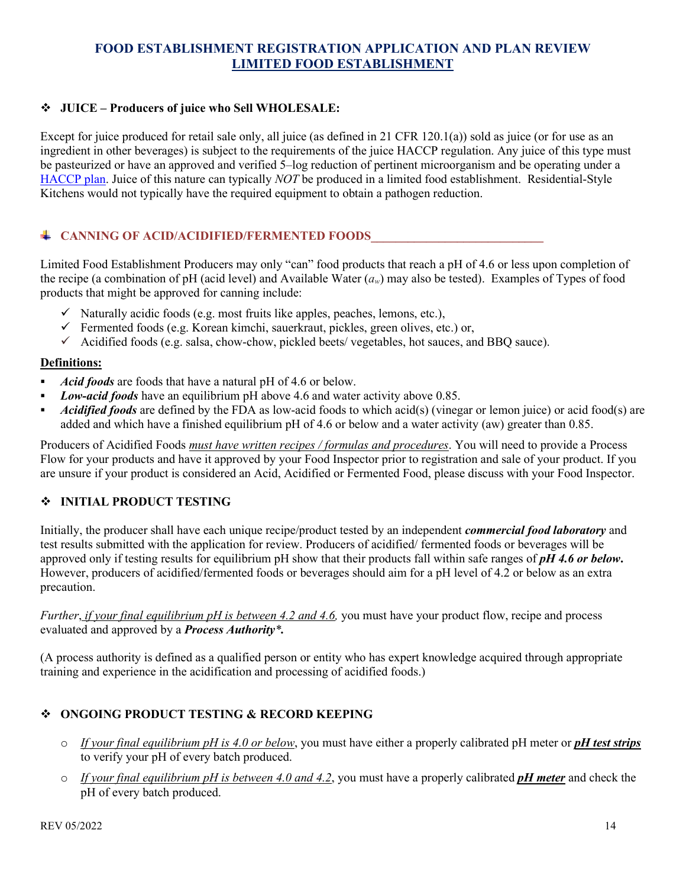# FOOD ESTABLISHMENT REGISTRATION APPLICATION AND PLAN REVIEW
## LIMITED FOOD ESTABLISHMENT

### ❖ JUICE – Producers of juice who Sell WHOLESALE:

Except for juice produced for retail sale only, all juice (as defined in 21 CFR 120.1(a)) sold as juice (or for use as an ingredient in other beverages) is subject to the requirements of the juice HACCP regulation. Any juice of this type must be pasteurized or have an approved and verified 5–log reduction of pertinent microorganism and be operating under a HACCP plan. Juice of this nature can typically *NOT* be produced in a limited food establishment. Residential-Style Kitchens would not typically have the required equipment to obtain a pathogen reduction.

### CANNING OF ACID/ACIDIFIED/FERMENTED FOODS

Limited Food Establishment Producers may only "can" food products that reach a pH of 4.6 or less upon completion of the recipe (a combination of pH (acid level) and Available Water ($a_w$) may also be tested). Examples of Types of food products that might be approved for canning include:

- ✓ Naturally acidic foods (e.g. most fruits like apples, peaches, lemons, etc.),
- ✓ Fermented foods (e.g. Korean kimchi, sauerkraut, pickles, green olives, etc.) or,
- ✓ Acidified foods (e.g. salsa, chow-chow, pickled beets/ vegetables, hot sauces, and BBQ sauce).

**Definitions:**

- ***Acid foods*** are foods that have a natural pH of 4.6 or below.
- ***Low-acid foods*** have an equilibrium pH above 4.6 and water activity above 0.85.
- ***Acidified foods*** are defined by the FDA as low-acid foods to which acid(s) (vinegar or lemon juice) or acid food(s) are added and which have a finished equilibrium pH of 4.6 or below and a water activity (aw) greater than 0.85.

Producers of Acidified Foods *must have written recipes / formulas and procedures*. You will need to provide a Process Flow for your products and have it approved by your Food Inspector prior to registration and sale of your product. If you are unsure if your product is considered an Acid, Acidified or Fermented Food, please discuss with your Food Inspector.

### ❖ INITIAL PRODUCT TESTING

Initially, the producer shall have each unique recipe/product tested by an independent ***commercial food laboratory*** and test results submitted with the application for review. Producers of acidified/ fermented foods or beverages will be approved only if testing results for equilibrium pH show that their products fall within safe ranges of ***pH 4.6 or below***. However, producers of acidified/fermented foods or beverages should aim for a pH level of 4.2 or below as an extra precaution.

*Further, if your final equilibrium pH is between 4.2 and 4.6,* you must have your product flow, recipe and process evaluated and approved by a ***Process Authority\****.

(A process authority is defined as a qualified person or entity who has expert knowledge acquired through appropriate training and experience in the acidification and processing of acidified foods.)

### ❖ ONGOING PRODUCT TESTING & RECORD KEEPING

- *If your final equilibrium pH is 4.0 or below*, you must have either a properly calibrated pH meter or ***pH test strips*** to verify your pH of every batch produced.
- *If your final equilibrium pH is between 4.0 and 4.2*, you must have a properly calibrated ***pH meter*** and check the pH of every batch produced.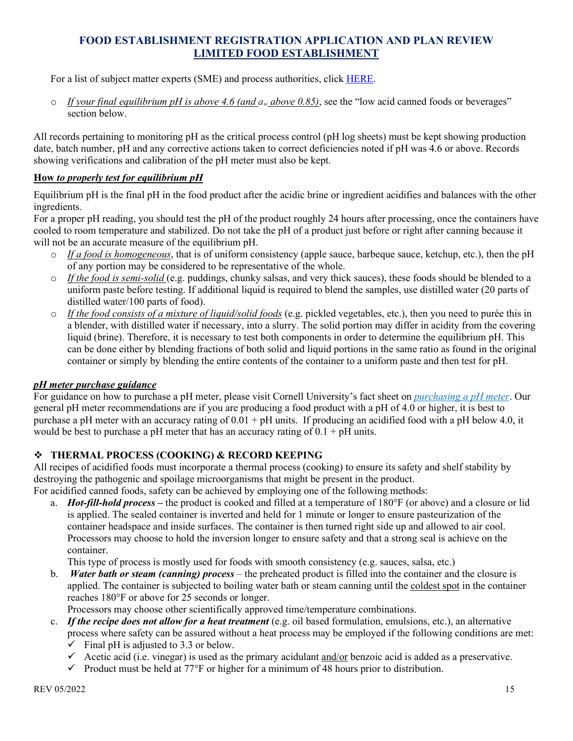# FOOD ESTABLISHMENT REGISTRATION APPLICATION AND PLAN REVIEW
## LIMITED FOOD ESTABLISHMENT

For a list of subject matter experts (SME) and process authorities, click HERE.

- *If your final equilibrium pH is above 4.6 (and $a_w$ above 0.85)*, see the "low acid canned foods or beverages" section below.

All records pertaining to monitoring pH as the critical process control (pH log sheets) must be kept showing production date, batch number, pH and any corrective actions taken to correct deficiencies noted if pH was 4.6 or above. Records showing verifications and calibration of the pH meter must also be kept.

### How *to properly test for equilibrium pH*

Equilibrium pH is the final pH in the food product after the acidic brine or ingredient acidifies and balances with the other ingredients.

For a proper pH reading, you should test the pH of the product roughly 24 hours after processing, once the containers have cooled to room temperature and stabilized. Do not take the pH of a product just before or right after canning because it will not be an accurate measure of the equilibrium pH.

- *If a food is homogeneous*, that is of uniform consistency (apple sauce, barbeque sauce, ketchup, etc.), then the pH of any portion may be considered to be representative of the whole.
- *If the food is semi-solid* (e.g. puddings, chunky salsas, and very thick sauces), these foods should be blended to a uniform paste before testing. If additional liquid is required to blend the samples, use distilled water (20 parts of distilled water/100 parts of food).
- *If the food consists of a mixture of liquid/solid foods* (e.g. pickled vegetables, etc.), then you need to purée this in a blender, with distilled water if necessary, into a slurry. The solid portion may differ in acidity from the covering liquid (brine). Therefore, it is necessary to test both components in order to determine the equilibrium pH. This can be done either by blending fractions of both solid and liquid portions in the same ratio as found in the original container or simply by blending the entire contents of the container to a uniform paste and then test for pH.

### *pH meter purchase guidance*

For guidance on how to purchase a pH meter, please visit Cornell University's fact sheet on *purchasing a pH meter*. Our general pH meter recommendations are if you are producing a food product with a pH of 4.0 or higher, it is best to purchase a pH meter with an accuracy rating of 0.01 + pH units. If producing an acidified food with a pH below 4.0, it would be best to purchase a pH meter that has an accuracy rating of 0.1 + pH units.

### THERMAL PROCESS (COOKING) & RECORD KEEPING

All recipes of acidified foods must incorporate a thermal process (cooking) to ensure its safety and shelf stability by destroying the pathogenic and spoilage microorganisms that might be present in the product.

For acidified canned foods, safety can be achieved by employing one of the following methods:

a. ***Hot-fill-hold process*** – the product is cooked and filled at a temperature of 180°F (or above) and a closure or lid is applied. The sealed container is inverted and held for 1 minute or longer to ensure pasteurization of the container headspace and inside surfaces. The container is then turned right side up and allowed to air cool. Processors may choose to hold the inversion longer to ensure safety and that a strong seal is achieve on the container.

   This type of process is mostly used for foods with smooth consistency (e.g. sauces, salsa, etc.)

b. ***Water bath or steam (canning) process*** – the preheated product is filled into the container and the closure is applied. The container is subjected to boiling water bath or steam canning until the coldest spot in the container reaches 180°F or above for 25 seconds or longer.

   Processors may choose other scientifically approved time/temperature combinations.

c. ***If the recipe does not allow for a heat treatment*** (e.g. oil based formulation, emulsions, etc.), an alternative process where safety can be assured without a heat process may be employed if the following conditions are met:
   - ✓ Final pH is adjusted to 3.3 or below.
   - ✓ Acetic acid (i.e. vinegar) is used as the primary acidulant and/or benzoic acid is added as a preservative.
   - ✓ Product must be held at 77°F or higher for a minimum of 48 hours prior to distribution.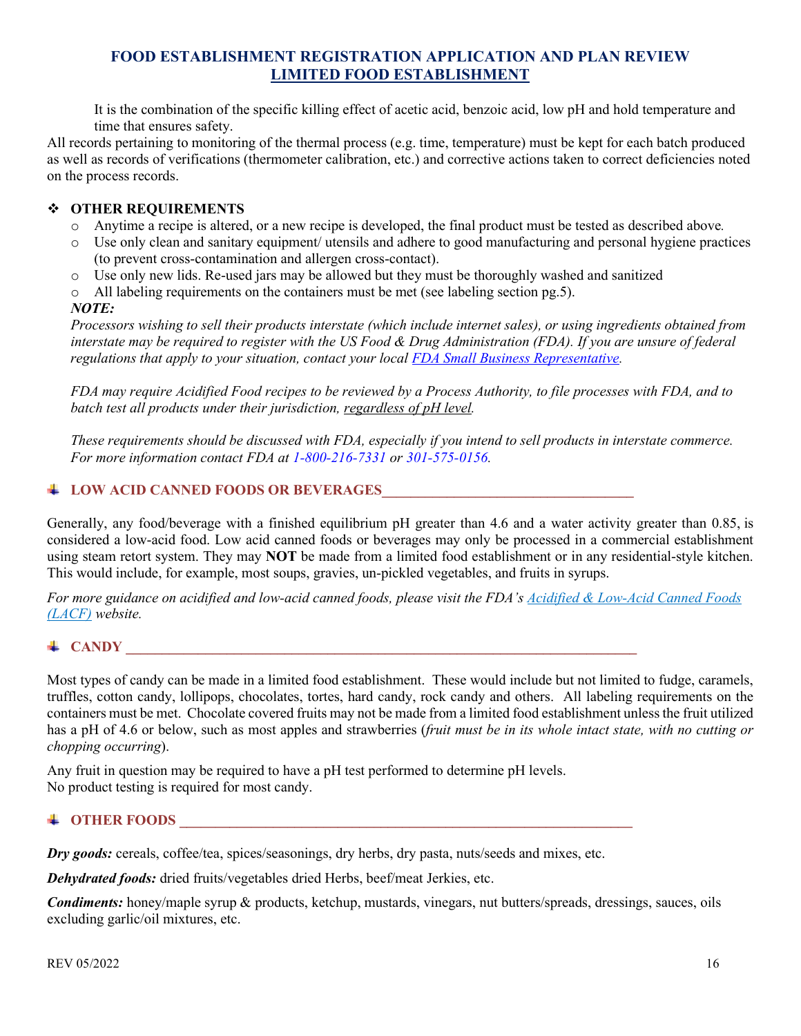# FOOD ESTABLISHMENT REGISTRATION APPLICATION AND PLAN REVIEW
## LIMITED FOOD ESTABLISHMENT

It is the combination of the specific killing effect of acetic acid, benzoic acid, low pH and hold temperature and time that ensures safety.

All records pertaining to monitoring of the thermal process (e.g. time, temperature) must be kept for each batch produced as well as records of verifications (thermometer calibration, etc.) and corrective actions taken to correct deficiencies noted on the process records.

### OTHER REQUIREMENTS

- Anytime a recipe is altered, or a new recipe is developed, the final product must be tested as described above.
- Use only clean and sanitary equipment/ utensils and adhere to good manufacturing and personal hygiene practices (to prevent cross-contamination and allergen cross-contact).
- Use only new lids. Re-used jars may be allowed but they must be thoroughly washed and sanitized
- All labeling requirements on the containers must be met (see labeling section pg.5).

***NOTE:***

*Processors wishing to sell their products interstate (which include internet sales), or using ingredients obtained from interstate may be required to register with the US Food & Drug Administration (FDA). If you are unsure of federal regulations that apply to your situation, contact your local FDA Small Business Representative.*

*FDA may require Acidified Food recipes to be reviewed by a Process Authority, to file processes with FDA, and to batch test all products under their jurisdiction, regardless of pH level.*

*These requirements should be discussed with FDA, especially if you intend to sell products in interstate commerce. For more information contact FDA at 1-800-216-7331 or 301-575-0156.*

### LOW ACID CANNED FOODS OR BEVERAGES

Generally, any food/beverage with a finished equilibrium pH greater than 4.6 and a water activity greater than 0.85, is considered a low-acid food. Low acid canned foods or beverages may only be processed in a commercial establishment using steam retort system. They may **NOT** be made from a limited food establishment or in any residential-style kitchen. This would include, for example, most soups, gravies, un-pickled vegetables, and fruits in syrups.

*For more guidance on acidified and low-acid canned foods, please visit the FDA's Acidified & Low-Acid Canned Foods (LACF) website.*

### CANDY

Most types of candy can be made in a limited food establishment. These would include but not limited to fudge, caramels, truffles, cotton candy, lollipops, chocolates, tortes, hard candy, rock candy and others. All labeling requirements on the containers must be met. Chocolate covered fruits may not be made from a limited food establishment unless the fruit utilized has a pH of 4.6 or below, such as most apples and strawberries (*fruit must be in its whole intact state, with no cutting or chopping occurring*).

Any fruit in question may be required to have a pH test performed to determine pH levels.
No product testing is required for most candy.

### OTHER FOODS

***Dry goods:*** cereals, coffee/tea, spices/seasonings, dry herbs, dry pasta, nuts/seeds and mixes, etc.

***Dehydrated foods:*** dried fruits/vegetables dried Herbs, beef/meat Jerkies, etc.

***Condiments:*** honey/maple syrup & products, ketchup, mustards, vinegars, nut butters/spreads, dressings, sauces, oils excluding garlic/oil mixtures, etc.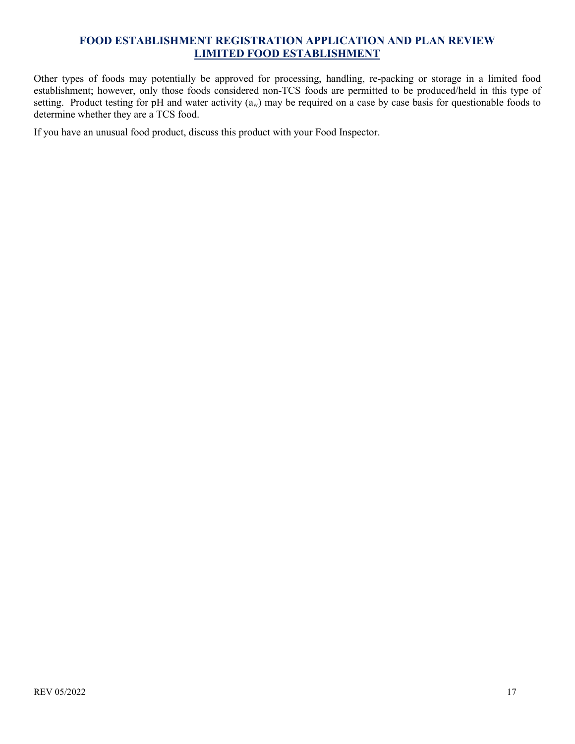Other types of foods may potentially be approved for processing, handling, re-packing or storage in a limited food establishment; however, only those foods considered non-TCS foods are permitted to be produced/held in this type of setting. Product testing for pH and water activity ($a_w$) may be required on a case by case basis for questionable foods to determine whether they are a TCS food.

If you have an unusual food product, discuss this product with your Food Inspector.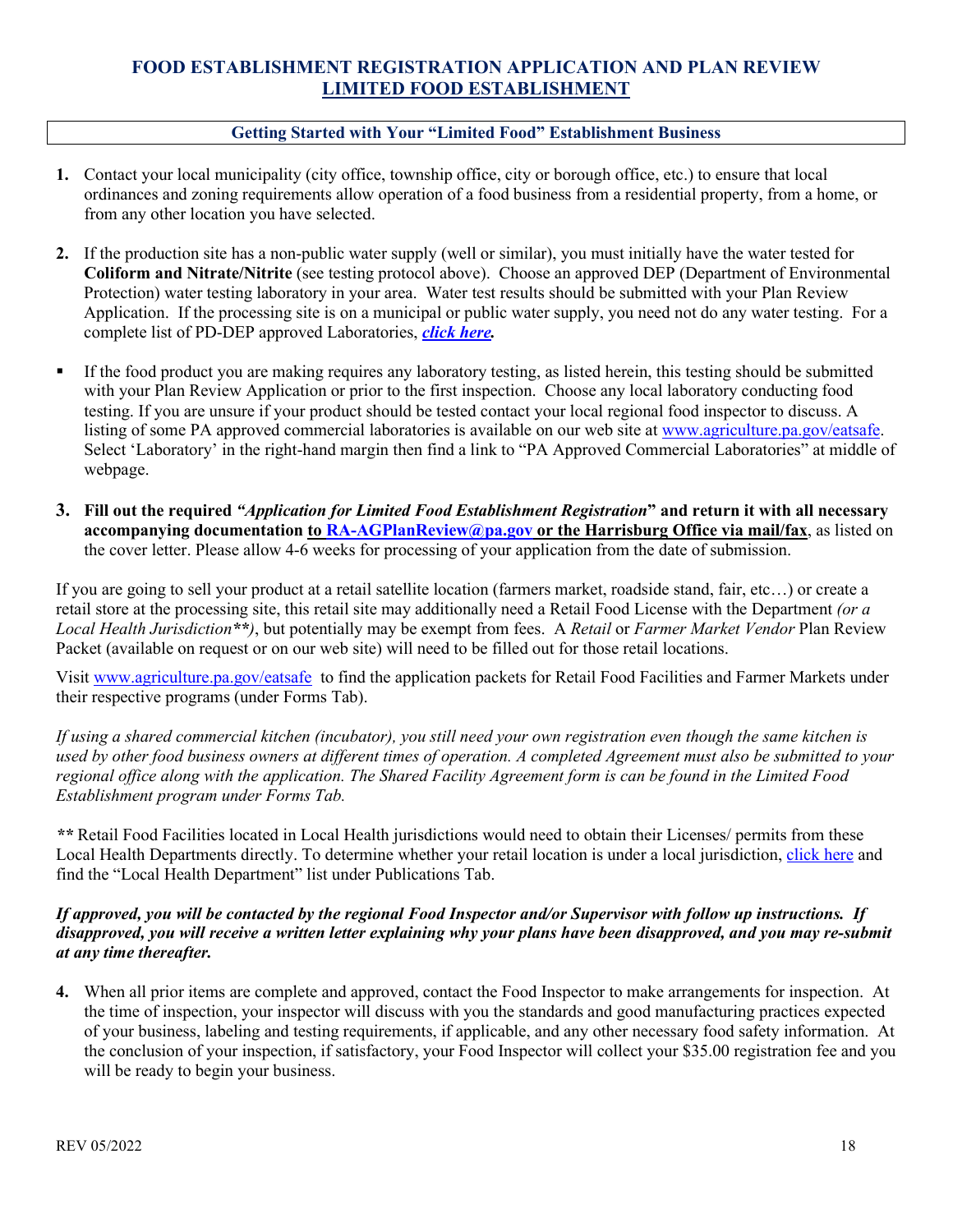## FOOD ESTABLISHMENT REGISTRATION APPLICATION AND PLAN REVIEW
## LIMITED FOOD ESTABLISHMENT

### Getting Started with Your "Limited Food" Establishment Business

1. Contact your local municipality (city office, township office, city or borough office, etc.) to ensure that local ordinances and zoning requirements allow operation of a food business from a residential property, from a home, or from any other location you have selected.

2. If the production site has a non-public water supply (well or similar), you must initially have the water tested for **Coliform and Nitrate/Nitrite** (see testing protocol above). Choose an approved DEP (Department of Environmental Protection) water testing laboratory in your area. Water test results should be submitted with your Plan Review Application. If the processing site is on a municipal or public water supply, you need not do any water testing. For a complete list of PD-DEP approved Laboratories, ***click here.***

- If the food product you are making requires any laboratory testing, as listed herein, this testing should be submitted with your Plan Review Application or prior to the first inspection. Choose any local laboratory conducting food testing. If you are unsure if your product should be tested contact your local regional food inspector to discuss. A listing of some PA approved commercial laboratories is available on our web site at www.agriculture.pa.gov/eatsafe. Select 'Laboratory' in the right-hand margin then find a link to "PA Approved Commercial Laboratories" at middle of webpage.

3. **Fill out the required *"Application for Limited Food Establishment Registration*" and return it with all necessary accompanying documentation to RA-AGPlanReview@pa.gov or the Harrisburg Office via mail/fax**, as listed on the cover letter. Please allow 4-6 weeks for processing of your application from the date of submission.

If you are going to sell your product at a retail satellite location (farmers market, roadside stand, fair, etc…) or create a retail store at the processing site, this retail site may additionally need a Retail Food License with the Department *(or a Local Health Jurisdiction**)*, but potentially may be exempt from fees. A *Retail* or *Farmer Market Vendor* Plan Review Packet (available on request or on our web site) will need to be filled out for those retail locations.

Visit www.agriculture.pa.gov/eatsafe to find the application packets for Retail Food Facilities and Farmer Markets under their respective programs (under Forms Tab).

*If using a shared commercial kitchen (incubator), you still need your own registration even though the same kitchen is used by other food business owners at different times of operation. A completed Agreement must also be submitted to your regional office along with the application. The Shared Facility Agreement form is can be found in the Limited Food Establishment program under Forms Tab.*

*** Retail Food Facilities located in Local Health jurisdictions would need to obtain their Licenses/ permits from these Local Health Departments directly. To determine whether your retail location is under a local jurisdiction, click here and find the "Local Health Department" list under Publications Tab.

***If approved, you will be contacted by the regional Food Inspector and/or Supervisor with follow up instructions. If disapproved, you will receive a written letter explaining why your plans have been disapproved, and you may re-submit at any time thereafter.***

4. When all prior items are complete and approved, contact the Food Inspector to make arrangements for inspection. At the time of inspection, your inspector will discuss with you the standards and good manufacturing practices expected of your business, labeling and testing requirements, if applicable, and any other necessary food safety information. At the conclusion of your inspection, if satisfactory, your Food Inspector will collect your $35.00 registration fee and you will be ready to begin your business.

REV 05/2022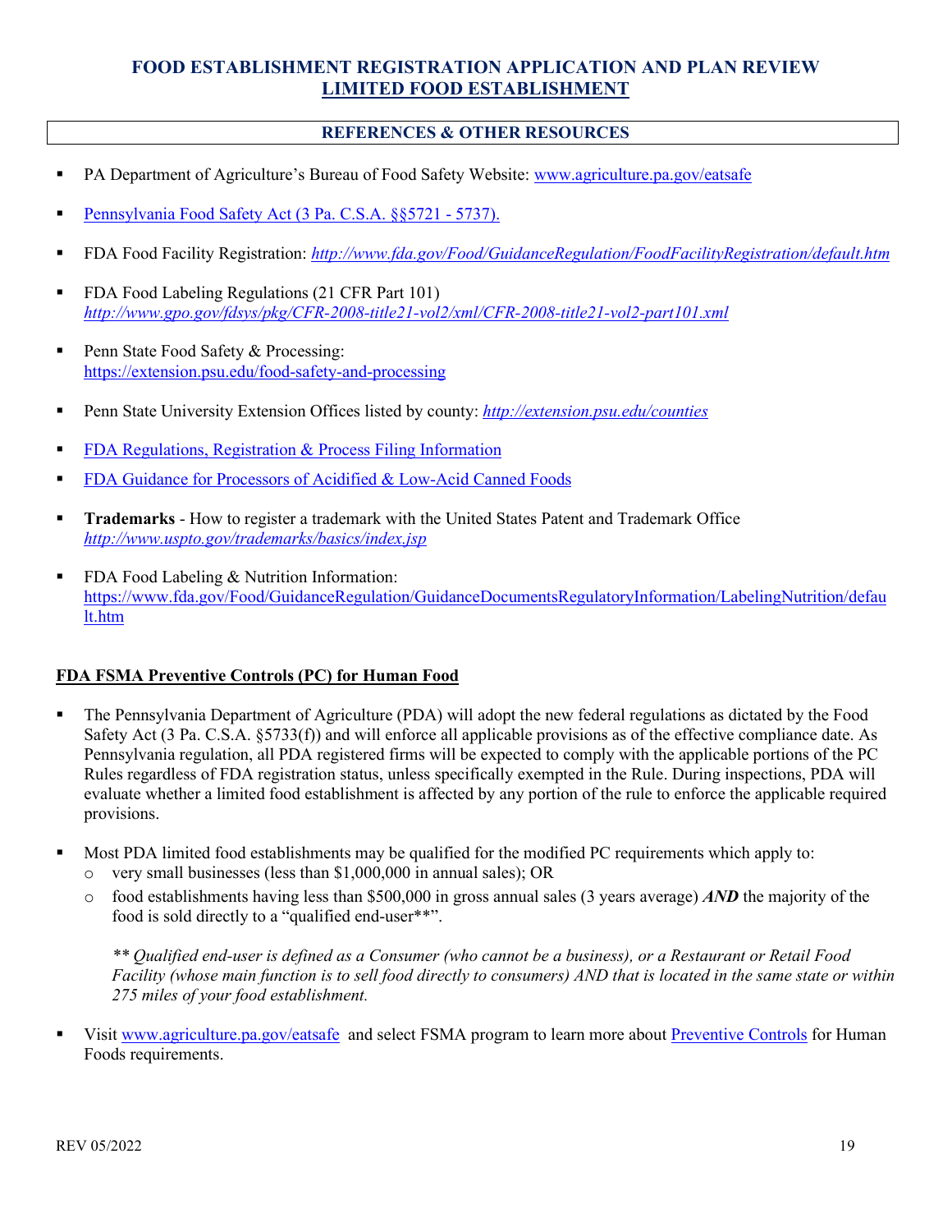# FOOD ESTABLISHMENT REGISTRATION APPLICATION AND PLAN REVIEW
## LIMITED FOOD ESTABLISHMENT

## REFERENCES & OTHER RESOURCES

- PA Department of Agriculture's Bureau of Food Safety Website: www.agriculture.pa.gov/eatsafe
- Pennsylvania Food Safety Act (3 Pa. C.S.A. §§5721 - 5737).
- FDA Food Facility Registration: *http://www.fda.gov/Food/GuidanceRegulation/FoodFacilityRegistration/default.htm*
- FDA Food Labeling Regulations (21 CFR Part 101) *http://www.gpo.gov/fdsys/pkg/CFR-2008-title21-vol2/xml/CFR-2008-title21-vol2-part101.xml*
- Penn State Food Safety & Processing: https://extension.psu.edu/food-safety-and-processing
- Penn State University Extension Offices listed by county: *http://extension.psu.edu/counties*
- FDA Regulations, Registration & Process Filing Information
- FDA Guidance for Processors of Acidified & Low-Acid Canned Foods
- **Trademarks** - How to register a trademark with the United States Patent and Trademark Office *http://www.uspto.gov/trademarks/basics/index.jsp*
- FDA Food Labeling & Nutrition Information: https://www.fda.gov/Food/GuidanceRegulation/GuidanceDocumentsRegulatoryInformation/LabelingNutrition/default.htm

### FDA FSMA Preventive Controls (PC) for Human Food

- The Pennsylvania Department of Agriculture (PDA) will adopt the new federal regulations as dictated by the Food Safety Act (3 Pa. C.S.A. §5733(f)) and will enforce all applicable provisions as of the effective compliance date. As Pennsylvania regulation, all PDA registered firms will be expected to comply with the applicable portions of the PC Rules regardless of FDA registration status, unless specifically exempted in the Rule. During inspections, PDA will evaluate whether a limited food establishment is affected by any portion of the rule to enforce the applicable required provisions.
- Most PDA limited food establishments may be qualified for the modified PC requirements which apply to:
  - very small businesses (less than $1,000,000 in annual sales); OR
  - food establishments having less than $500,000 in gross annual sales (3 years average) ***AND*** the majority of the food is sold directly to a "qualified end-user**".

  *** Qualified end-user is defined as a Consumer (who cannot be a business), or a Restaurant or Retail Food Facility (whose main function is to sell food directly to consumers) AND that is located in the same state or within 275 miles of your food establishment.*

- Visit www.agriculture.pa.gov/eatsafe and select FSMA program to learn more about Preventive Controls for Human Foods requirements.